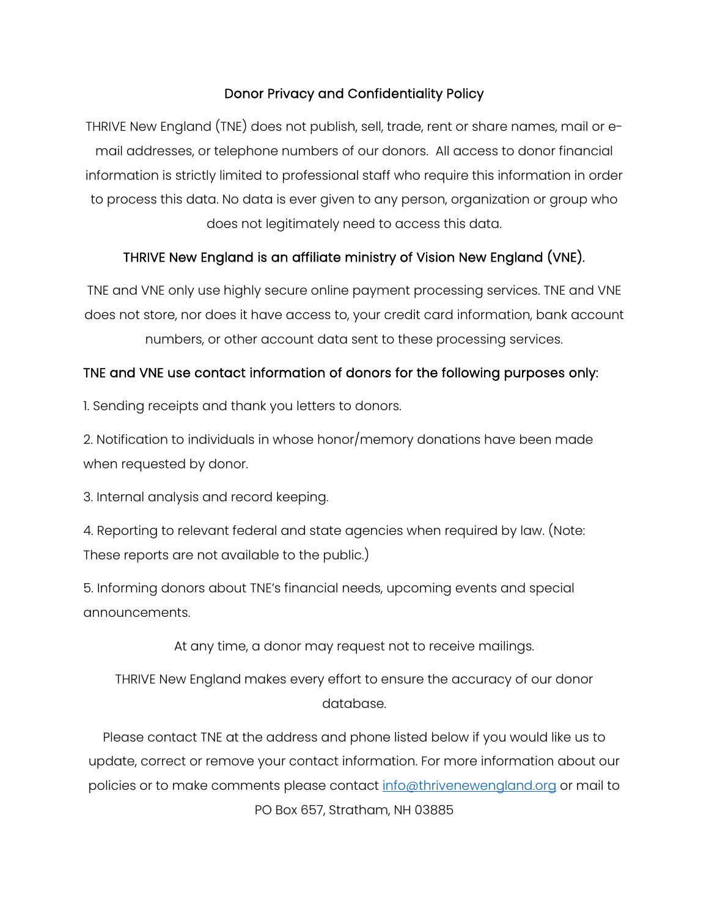# Donor Privacy and Confidentiality Policy

THRIVE New England (TNE) does not publish, sell, trade, rent or share names, mail or e-mail addresses, or telephone numbers of our donors. All access to donor financial information is strictly limited to professional staff who require this information in order to process this data. No data is ever given to any person, organization or group who does not legitimately need to access this data.

## THRIVE New England is an affiliate ministry of Vision New England (VNE).

TNE and VNE only use highly secure online payment processing services. TNE and VNE does not store, nor does it have access to, your credit card information, bank account numbers, or other account data sent to these processing services.

## TNE and VNE use contact information of donors for the following purposes only:

1. Sending receipts and thank you letters to donors.

2. Notification to individuals in whose honor/memory donations have been made when requested by donor.

3. Internal analysis and record keeping.

4. Reporting to relevant federal and state agencies when required by law. (Note: These reports are not available to the public.)

5. Informing donors about TNE's financial needs, upcoming events and special announcements.

At any time, a donor may request not to receive mailings.

THRIVE New England makes every effort to ensure the accuracy of our donor database.

Please contact TNE at the address and phone listed below if you would like us to update, correct or remove your contact information. For more information about our policies or to make comments please contact info@thrivenewengland.org or mail to PO Box 657, Stratham, NH 03885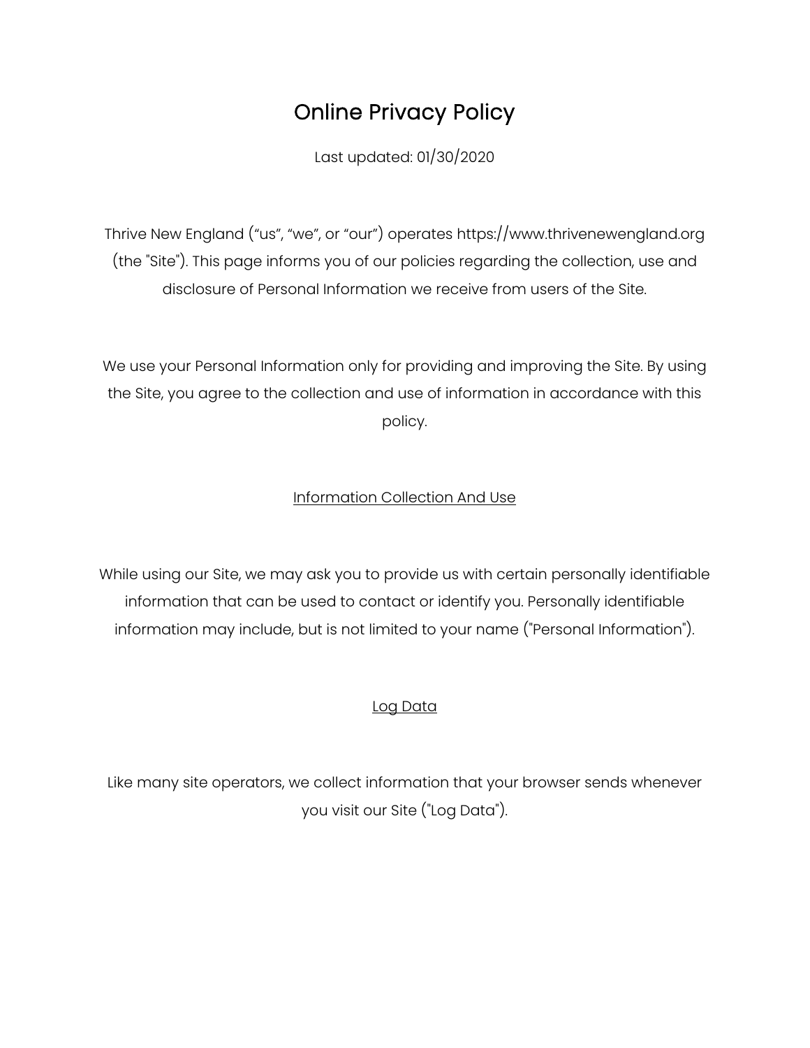# Online Privacy Policy

Last updated: 01/30/2020

Thrive New England (“us”, “we”, or “our”) operates https://www.thrivenewengland.org (the "Site"). This page informs you of our policies regarding the collection, use and disclosure of Personal Information we receive from users of the Site.

We use your Personal Information only for providing and improving the Site. By using the Site, you agree to the collection and use of information in accordance with this policy.

## Information Collection And Use

While using our Site, we may ask you to provide us with certain personally identifiable information that can be used to contact or identify you. Personally identifiable information may include, but is not limited to your name ("Personal Information").

## Log Data

Like many site operators, we collect information that your browser sends whenever you visit our Site ("Log Data").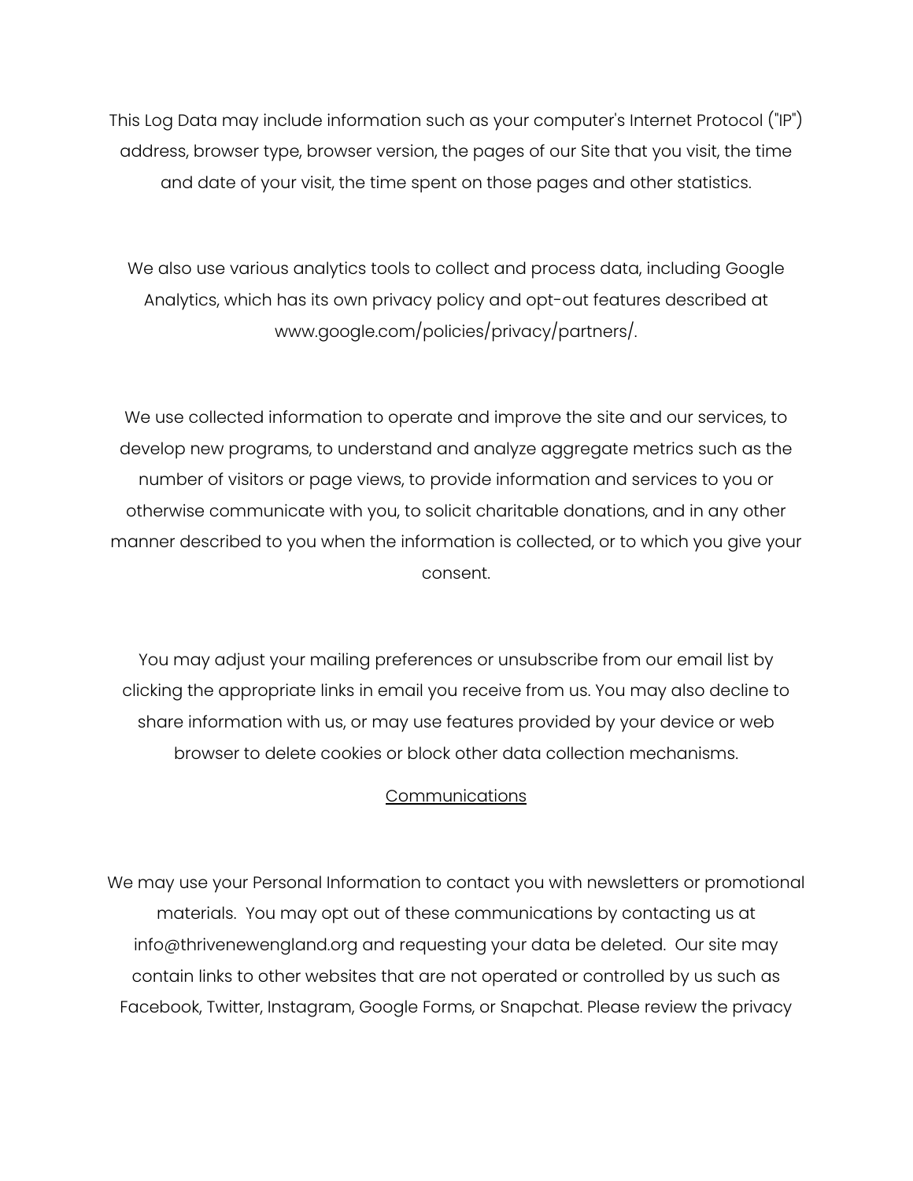This Log Data may include information such as your computer's Internet Protocol ("IP") address, browser type, browser version, the pages of our Site that you visit, the time and date of your visit, the time spent on those pages and other statistics.

We also use various analytics tools to collect and process data, including Google Analytics, which has its own privacy policy and opt-out features described at www.google.com/policies/privacy/partners/.

We use collected information to operate and improve the site and our services, to develop new programs, to understand and analyze aggregate metrics such as the number of visitors or page views, to provide information and services to you or otherwise communicate with you, to solicit charitable donations, and in any other manner described to you when the information is collected, or to which you give your consent.

You may adjust your mailing preferences or unsubscribe from our email list by clicking the appropriate links in email you receive from us. You may also decline to share information with us, or may use features provided by your device or web browser to delete cookies or block other data collection mechanisms.

<u>Communications</u>

We may use your Personal Information to contact you with newsletters or promotional materials. You may opt out of these communications by contacting us at info@thrivenewengland.org and requesting your data be deleted. Our site may contain links to other websites that are not operated or controlled by us such as Facebook, Twitter, Instagram, Google Forms, or Snapchat. Please review the privacy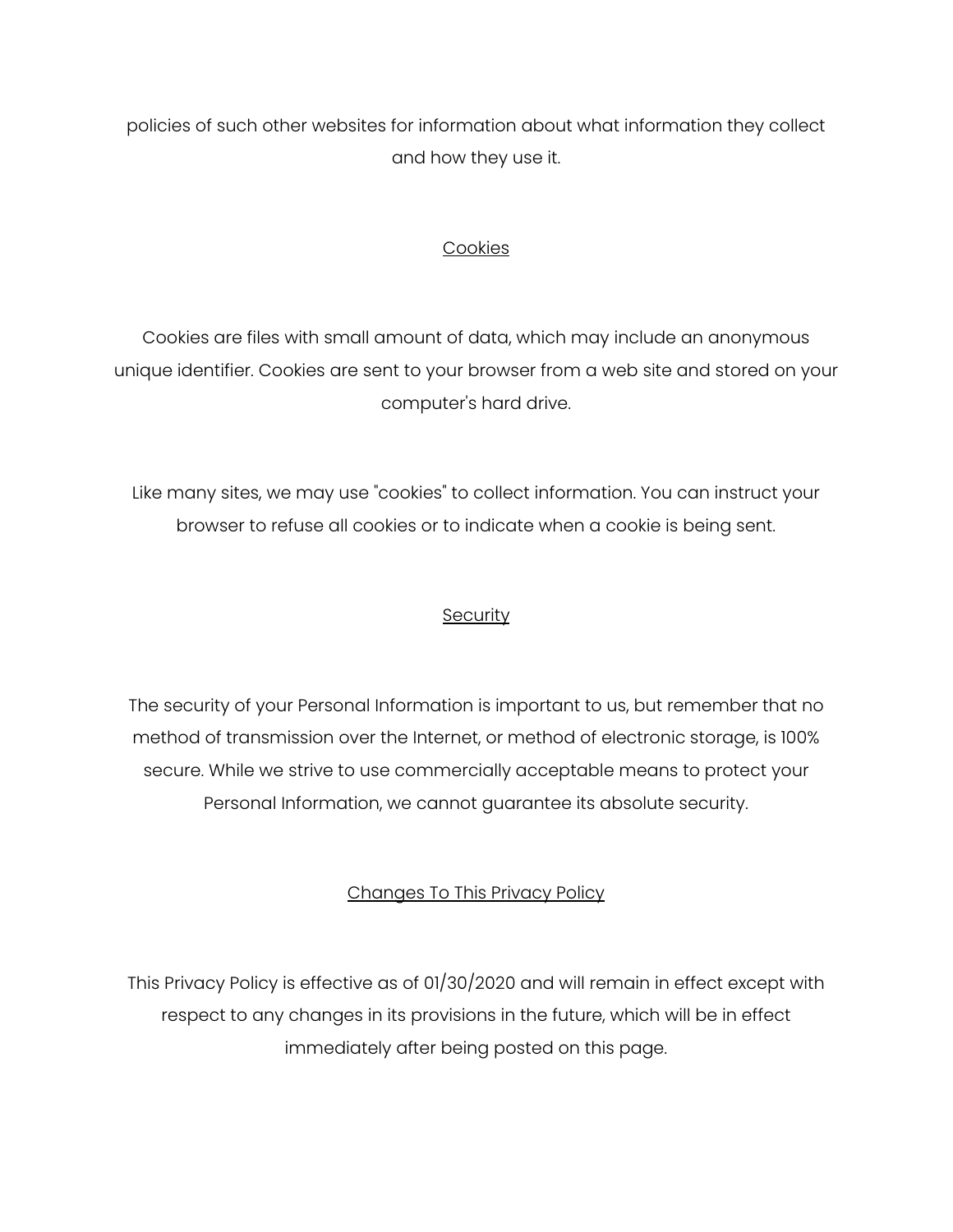policies of such other websites for information about what information they collect and how they use it.

## Cookies

Cookies are files with small amount of data, which may include an anonymous unique identifier. Cookies are sent to your browser from a web site and stored on your computer's hard drive.

Like many sites, we may use "cookies" to collect information. You can instruct your browser to refuse all cookies or to indicate when a cookie is being sent.

## Security

The security of your Personal Information is important to us, but remember that no method of transmission over the Internet, or method of electronic storage, is 100% secure. While we strive to use commercially acceptable means to protect your Personal Information, we cannot guarantee its absolute security.

## Changes To This Privacy Policy

This Privacy Policy is effective as of 01/30/2020 and will remain in effect except with respect to any changes in its provisions in the future, which will be in effect immediately after being posted on this page.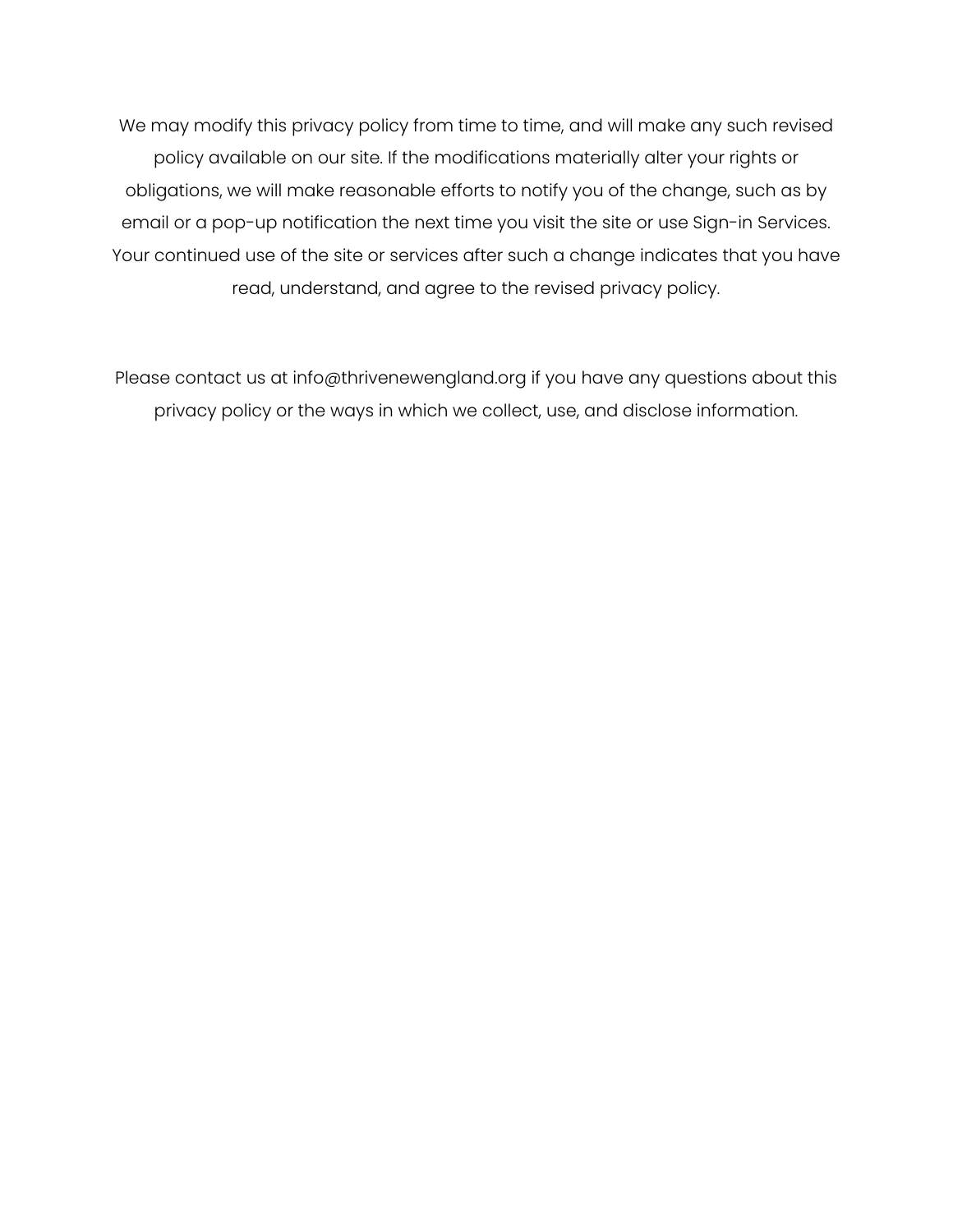We may modify this privacy policy from time to time, and will make any such revised policy available on our site. If the modifications materially alter your rights or obligations, we will make reasonable efforts to notify you of the change, such as by email or a pop-up notification the next time you visit the site or use Sign-in Services. Your continued use of the site or services after such a change indicates that you have read, understand, and agree to the revised privacy policy.

Please contact us at info@thrivenewengland.org if you have any questions about this privacy policy or the ways in which we collect, use, and disclose information.